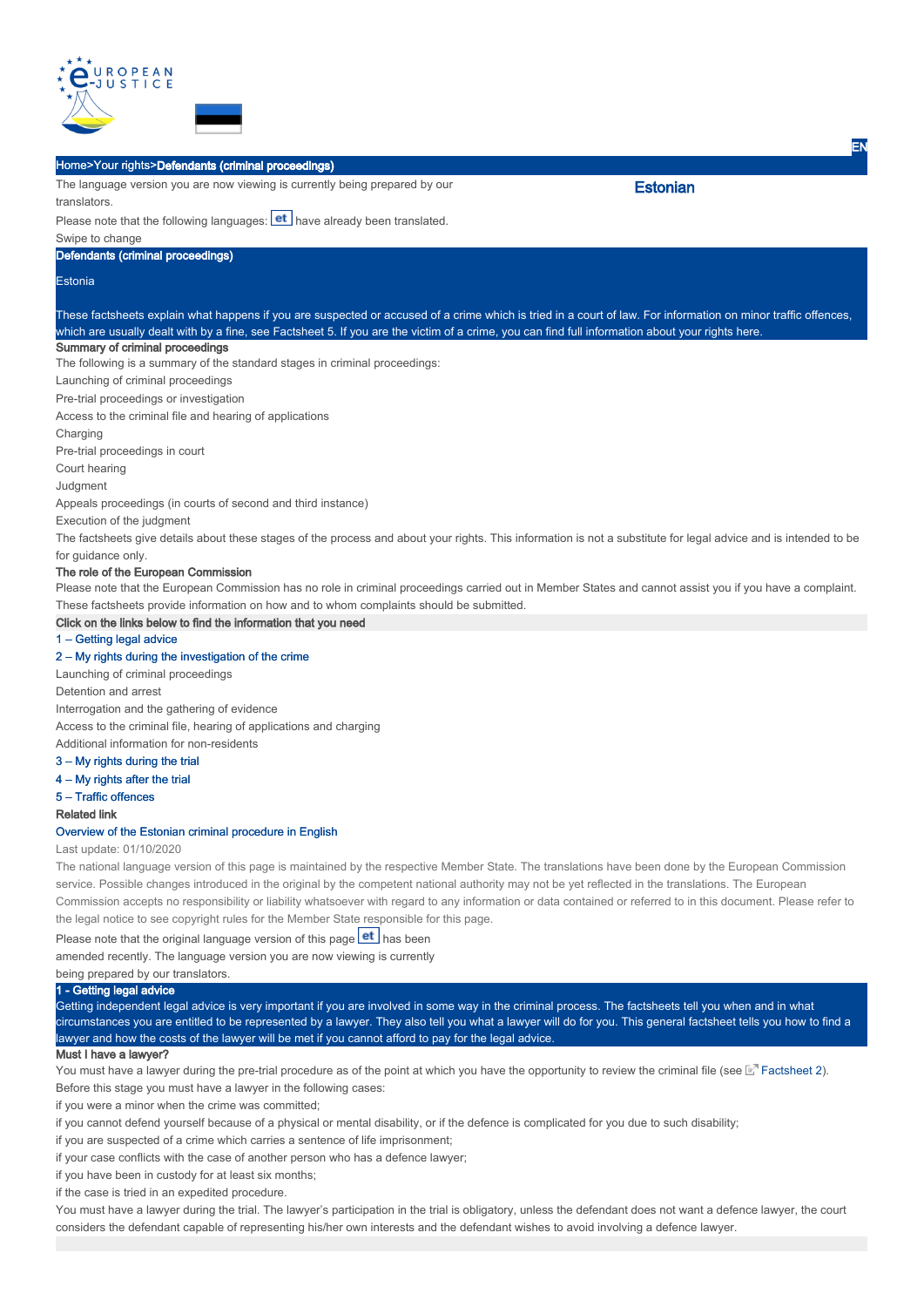EN

Home>Your rights>Defendants (criminal proceedings)

The language version you are now viewing is currently being prepared by our translators.

Estonian

Please note that the following languages: et have already been translated.

Swipe to change

## Defendants (criminal proceedings)

Estonia

These factsheets explain what happens if you are suspected or accused of a crime which is tried in a court of law. For information on minor traffic offences, which are usually dealt with by a fine, see Factsheet 5. If you are the victim of a crime, you can find full information about your rights here.

### Summary of criminal proceedings

The following is a summary of the standard stages in criminal proceedings:

Launching of criminal proceedings

Pre-trial proceedings or investigation

Access to the criminal file and hearing of applications

Charging

Pre-trial proceedings in court

Court hearing

Judgment

Appeals proceedings (in courts of second and third instance)

Execution of the judgment

The factsheets give details about these stages of the process and about your rights. This information is not a substitute for legal advice and is intended to be for guidance only.

### The role of the European Commission

Please note that the European Commission has no role in criminal proceedings carried out in Member States and cannot assist you if you have a complaint. These factsheets provide information on how and to whom complaints should be submitted.

### Click on the links below to find the information that you need

1 – Getting legal advice

2 – My rights during the investigation of the crime

Launching of criminal proceedings

Detention and arrest

Interrogation and the gathering of evidence

Access to the criminal file, hearing of applications and charging

Additional information for non-residents

3 – My rights during the trial

4 – My rights after the trial

5 – Traffic offences

### Related link

Overview of the Estonian criminal procedure in English

Last update: 01/10/2020

The national language version of this page is maintained by the respective Member State. The translations have been done by the European Commission service. Possible changes introduced in the original by the competent national authority may not be yet reflected in the translations. The European Commission accepts no responsibility or liability whatsoever with regard to any information or data contained or referred to in this document. Please refer to the legal notice to see copyright rules for the Member State responsible for this page.

Please note that the original language version of this page et has been amended recently. The language version you are now viewing is currently being prepared by our translators.

## 1 - Getting legal advice

Getting independent legal advice is very important if you are involved in some way in the criminal process. The factsheets tell you when and in what circumstances you are entitled to be represented by a lawyer. They also tell you what a lawyer will do for you. This general factsheet tells you how to find a lawyer and how the costs of the lawyer will be met if you cannot afford to pay for the legal advice.

### Must I have a lawyer?

You must have a lawyer during the pre-trial procedure as of the point at which you have the opportunity to review the criminal file (see Factsheet 2).

Before this stage you must have a lawyer in the following cases:

if you were a minor when the crime was committed;

if you cannot defend yourself because of a physical or mental disability, or if the defence is complicated for you due to such disability;

if you are suspected of a crime which carries a sentence of life imprisonment;

if your case conflicts with the case of another person who has a defence lawyer;

if you have been in custody for at least six months;

if the case is tried in an expedited procedure.

You must have a lawyer during the trial. The lawyer's participation in the trial is obligatory, unless the defendant does not want a defence lawyer, the court considers the defendant capable of representing his/her own interests and the defendant wishes to avoid involving a defence lawyer.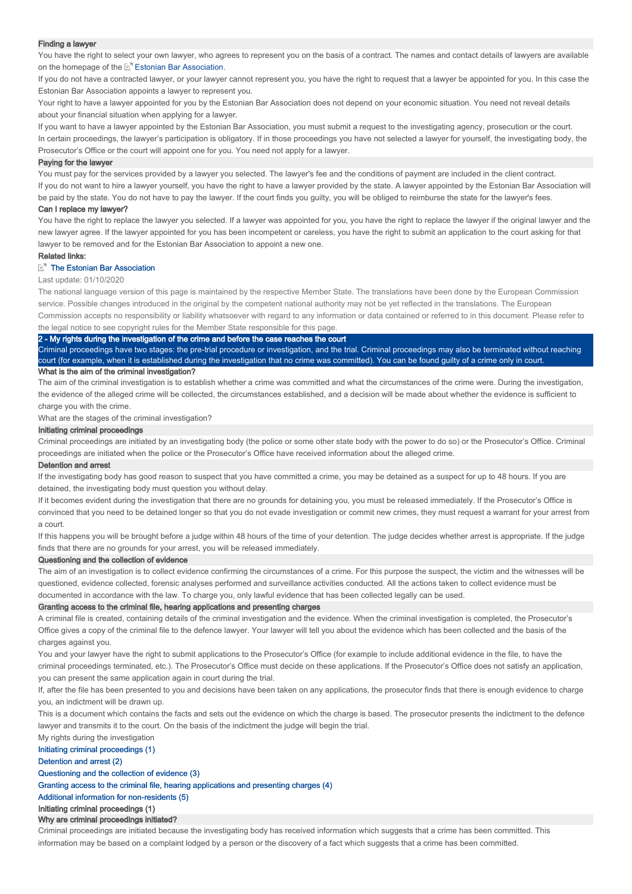### Finding a lawyer

You have the right to select your own lawyer, who agrees to represent you on the basis of a contract. The names and contact details of lawyers are available on the homepage of the Estonian Bar Association.

If you do not have a contracted lawyer, or your lawyer cannot represent you, you have the right to request that a lawyer be appointed for you. In this case the Estonian Bar Association appoints a lawyer to represent you.

Your right to have a lawyer appointed for you by the Estonian Bar Association does not depend on your economic situation. You need not reveal details about your financial situation when applying for a lawyer.

If you want to have a lawyer appointed by the Estonian Bar Association, you must submit a request to the investigating agency, prosecution or the court.

In certain proceedings, the lawyer's participation is obligatory. If in those proceedings you have not selected a lawyer for yourself, the investigating body, the Prosecutor's Office or the court will appoint one for you. You need not apply for a lawyer.

### Paying for the lawyer

You must pay for the services provided by a lawyer you selected. The lawyer's fee and the conditions of payment are included in the client contract.

If you do not want to hire a lawyer yourself, you have the right to have a lawyer provided by the state. A lawyer appointed by the Estonian Bar Association will be paid by the state. You do not have to pay the lawyer. If the court finds you guilty, you will be obliged to reimburse the state for the lawyer's fees.

### Can I replace my lawyer?

You have the right to replace the lawyer you selected. If a lawyer was appointed for you, you have the right to replace the lawyer if the original lawyer and the new lawyer agree. If the lawyer appointed for you has been incompetent or careless, you have the right to submit an application to the court asking for that lawyer to be removed and for the Estonian Bar Association to appoint a new one.

**Related links:**

The Estonian Bar Association

Last update: 01/10/2020

The national language version of this page is maintained by the respective Member State. The translations have been done by the European Commission service. Possible changes introduced in the original by the competent national authority may not be yet reflected in the translations. The European Commission accepts no responsibility or liability whatsoever with regard to any information or data contained or referred to in this document. Please refer to the legal notice to see copyright rules for the Member State responsible for this page.

## 2 - My rights during the investigation of the crime and before the case reaches the court

Criminal proceedings have two stages: the pre-trial procedure or investigation, and the trial. Criminal proceedings may also be terminated without reaching court (for example, when it is established during the investigation that no crime was committed). You can be found guilty of a crime only in court.

### What is the aim of the criminal investigation?

The aim of the criminal investigation is to establish whether a crime was committed and what the circumstances of the crime were. During the investigation, the evidence of the alleged crime will be collected, the circumstances established, and a decision will be made about whether the evidence is sufficient to charge you with the crime.

What are the stages of the criminal investigation?

### Initiating criminal proceedings

Criminal proceedings are initiated by an investigating body (the police or some other state body with the power to do so) or the Prosecutor's Office. Criminal proceedings are initiated when the police or the Prosecutor's Office have received information about the alleged crime.

### Detention and arrest

If the investigating body has good reason to suspect that you have committed a crime, you may be detained as a suspect for up to 48 hours. If you are detained, the investigating body must question you without delay.

If it becomes evident during the investigation that there are no grounds for detaining you, you must be released immediately. If the Prosecutor's Office is convinced that you need to be detained longer so that you do not evade investigation or commit new crimes, they must request a warrant for your arrest from a court.

If this happens you will be brought before a judge within 48 hours of the time of your detention. The judge decides whether arrest is appropriate. If the judge finds that there are no grounds for your arrest, you will be released immediately.

### Questioning and the collection of evidence

The aim of an investigation is to collect evidence confirming the circumstances of a crime. For this purpose the suspect, the victim and the witnesses will be questioned, evidence collected, forensic analyses performed and surveillance activities conducted. All the actions taken to collect evidence must be documented in accordance with the law. To charge you, only lawful evidence that has been collected legally can be used.

### Granting access to the criminal file, hearing applications and presenting charges

A criminal file is created, containing details of the criminal investigation and the evidence. When the criminal investigation is completed, the Prosecutor's Office gives a copy of the criminal file to the defence lawyer. Your lawyer will tell you about the evidence which has been collected and the basis of the charges against you.

You and your lawyer have the right to submit applications to the Prosecutor's Office (for example to include additional evidence in the file, to have the criminal proceedings terminated, etc.). The Prosecutor's Office must decide on these applications. If the Prosecutor's Office does not satisfy an application, you can present the same application again in court during the trial.

If, after the file has been presented to you and decisions have been taken on any applications, the prosecutor finds that there is enough evidence to charge you, an indictment will be drawn up.

This is a document which contains the facts and sets out the evidence on which the charge is based. The prosecutor presents the indictment to the defence lawyer and transmits it to the court. On the basis of the indictment the judge will begin the trial.

My rights during the investigation

- Initiating criminal proceedings (1)
- Detention and arrest (2)
- Questioning and the collection of evidence (3)
- Granting access to the criminal file, hearing applications and presenting charges (4)
- Additional information for non-residents (5)

### Initiating criminal proceedings (1)

### Why are criminal proceedings initiated?

Criminal proceedings are initiated because the investigating body has received information which suggests that a crime has been committed. This information may be based on a complaint lodged by a person or the discovery of a fact which suggests that a crime has been committed.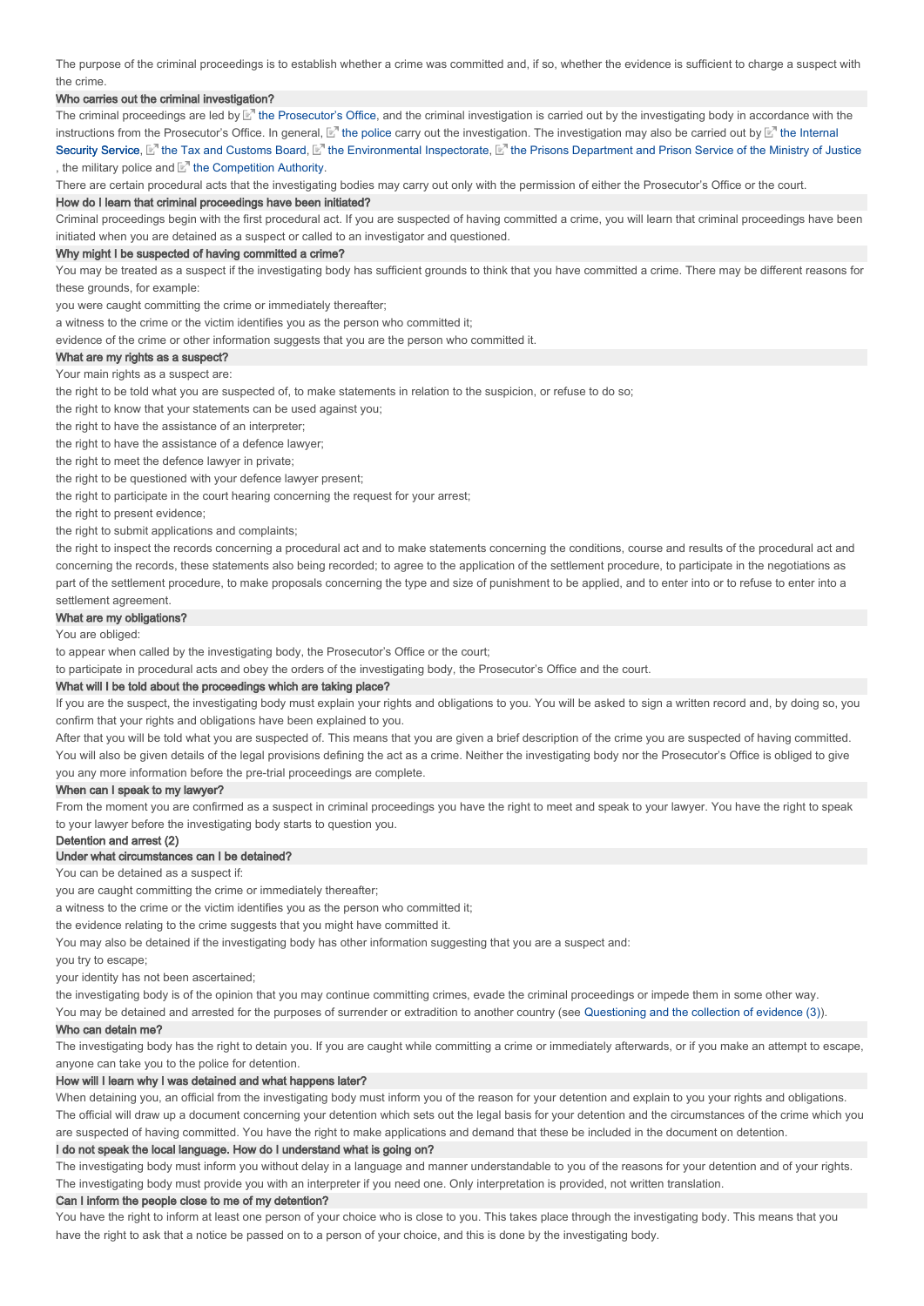The purpose of the criminal proceedings is to establish whether a crime was committed and, if so, whether the evidence is sufficient to charge a suspect with the crime.

### Who carries out the criminal investigation?

The criminal proceedings are led by the Prosecutor's Office, and the criminal investigation is carried out by the investigating body in accordance with the instructions from the Prosecutor's Office. In general, the police carry out the investigation. The investigation may also be carried out by the Internal Security Service, the Tax and Customs Board, the Environmental Inspectorate, the Prisons Department and Prison Service of the Ministry of Justice, the military police and the Competition Authority.

There are certain procedural acts that the investigating bodies may carry out only with the permission of either the Prosecutor's Office or the court.

### How do I learn that criminal proceedings have been initiated?

Criminal proceedings begin with the first procedural act. If you are suspected of having committed a crime, you will learn that criminal proceedings have been initiated when you are detained as a suspect or called to an investigator and questioned.

### Why might I be suspected of having committed a crime?

You may be treated as a suspect if the investigating body has sufficient grounds to think that you have committed a crime. There may be different reasons for these grounds, for example:

you were caught committing the crime or immediately thereafter;

a witness to the crime or the victim identifies you as the person who committed it;

evidence of the crime or other information suggests that you are the person who committed it.

### What are my rights as a suspect?

Your main rights as a suspect are:

the right to be told what you are suspected of, to make statements in relation to the suspicion, or refuse to do so;

the right to know that your statements can be used against you;

the right to have the assistance of an interpreter;

the right to have the assistance of a defence lawyer;

the right to meet the defence lawyer in private;

the right to be questioned with your defence lawyer present;

the right to participate in the court hearing concerning the request for your arrest;

the right to present evidence;

the right to submit applications and complaints;

the right to inspect the records concerning a procedural act and to make statements concerning the conditions, course and results of the procedural act and concerning the records, these statements also being recorded; to agree to the application of the settlement procedure, to participate in the negotiations as part of the settlement procedure, to make proposals concerning the type and size of punishment to be applied, and to enter into or to refuse to enter into a settlement agreement.

### What are my obligations?

You are obliged:

to appear when called by the investigating body, the Prosecutor's Office or the court;

to participate in procedural acts and obey the orders of the investigating body, the Prosecutor's Office and the court.

### What will I be told about the proceedings which are taking place?

If you are the suspect, the investigating body must explain your rights and obligations to you. You will be asked to sign a written record and, by doing so, you confirm that your rights and obligations have been explained to you.

After that you will be told what you are suspected of. This means that you are given a brief description of the crime you are suspected of having committed. You will also be given details of the legal provisions defining the act as a crime. Neither the investigating body nor the Prosecutor's Office is obliged to give you any more information before the pre-trial proceedings are complete.

### When can I speak to my lawyer?

From the moment you are confirmed as a suspect in criminal proceedings you have the right to meet and speak to your lawyer. You have the right to speak to your lawyer before the investigating body starts to question you.

## Detention and arrest (2)

### Under what circumstances can I be detained?

You can be detained as a suspect if:

you are caught committing the crime or immediately thereafter;

a witness to the crime or the victim identifies you as the person who committed it;

the evidence relating to the crime suggests that you might have committed it.

You may also be detained if the investigating body has other information suggesting that you are a suspect and:

you try to escape;

your identity has not been ascertained;

the investigating body is of the opinion that you may continue committing crimes, evade the criminal proceedings or impede them in some other way.

You may be detained and arrested for the purposes of surrender or extradition to another country (see Questioning and the collection of evidence (3)).

### Who can detain me?

The investigating body has the right to detain you. If you are caught while committing a crime or immediately afterwards, or if you make an attempt to escape, anyone can take you to the police for detention.

### How will I learn why I was detained and what happens later?

When detaining you, an official from the investigating body must inform you of the reason for your detention and explain to you your rights and obligations. The official will draw up a document concerning your detention which sets out the legal basis for your detention and the circumstances of the crime which you are suspected of having committed. You have the right to make applications and demand that these be included in the document on detention.

### I do not speak the local language. How do I understand what is going on?

The investigating body must inform you without delay in a language and manner understandable to you of the reasons for your detention and of your rights. The investigating body must provide you with an interpreter if you need one. Only interpretation is provided, not written translation.

### Can I inform the people close to me of my detention?

You have the right to inform at least one person of your choice who is close to you. This takes place through the investigating body. This means that you have the right to ask that a notice be passed on to a person of your choice, and this is done by the investigating body.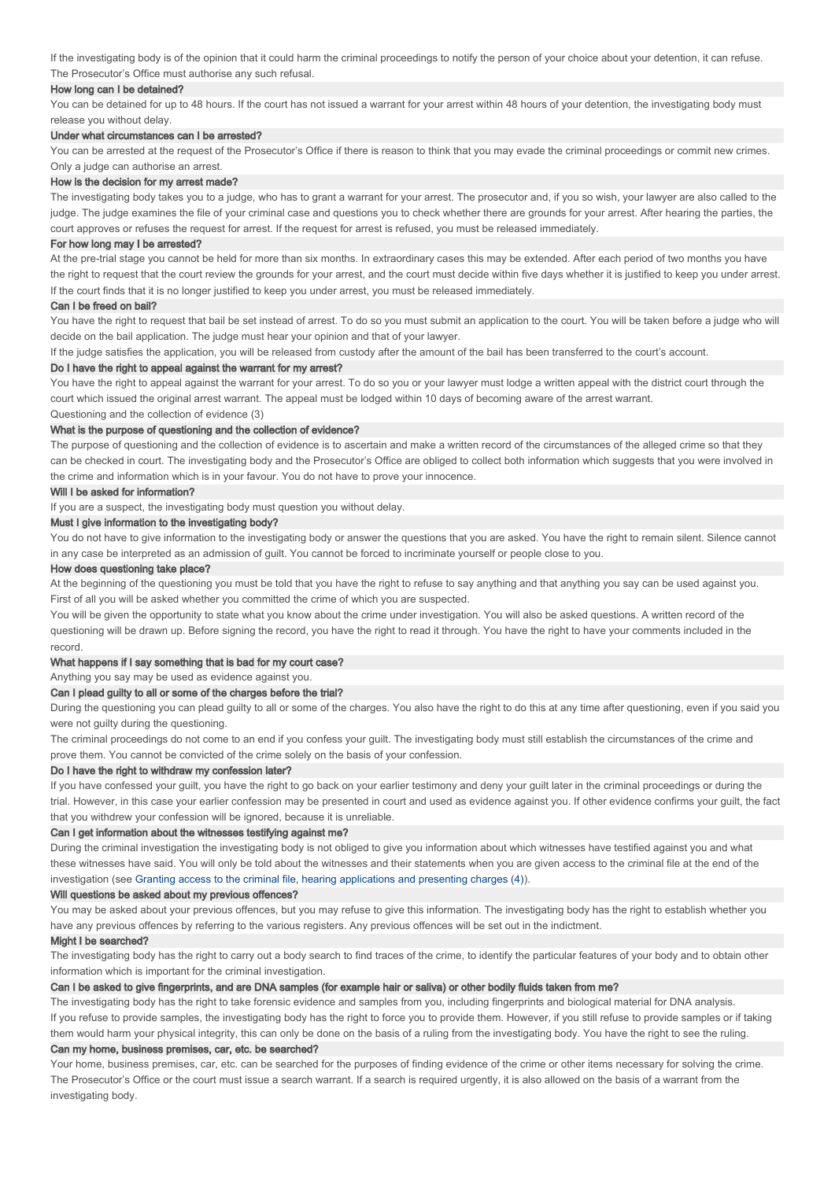If the investigating body is of the opinion that it could harm the criminal proceedings to notify the person of your choice about your detention, it can refuse. The Prosecutor's Office must authorise any such refusal.

### How long can I be detained?

You can be detained for up to 48 hours. If the court has not issued a warrant for your arrest within 48 hours of your detention, the investigating body must release you without delay.

### Under what circumstances can I be arrested?

You can be arrested at the request of the Prosecutor's Office if there is reason to think that you may evade the criminal proceedings or commit new crimes. Only a judge can authorise an arrest.

### How is the decision for my arrest made?

The investigating body takes you to a judge, who has to grant a warrant for your arrest. The prosecutor and, if you so wish, your lawyer are also called to the judge. The judge examines the file of your criminal case and questions you to check whether there are grounds for your arrest. After hearing the parties, the court approves or refuses the request for arrest. If the request for arrest is refused, you must be released immediately.

### For how long may I be arrested?

At the pre-trial stage you cannot be held for more than six months. In extraordinary cases this may be extended. After each period of two months you have the right to request that the court review the grounds for your arrest, and the court must decide within five days whether it is justified to keep you under arrest. If the court finds that it is no longer justified to keep you under arrest, you must be released immediately.

### Can I be freed on bail?

You have the right to request that bail be set instead of arrest. To do so you must submit an application to the court. You will be taken before a judge who will decide on the bail application. The judge must hear your opinion and that of your lawyer.

If the judge satisfies the application, you will be released from custody after the amount of the bail has been transferred to the court's account.

### Do I have the right to appeal against the warrant for my arrest?

You have the right to appeal against the warrant for your arrest. To do so you or your lawyer must lodge a written appeal with the district court through the court which issued the original arrest warrant. The appeal must be lodged within 10 days of becoming aware of the arrest warrant.

Questioning and the collection of evidence (3)

### What is the purpose of questioning and the collection of evidence?

The purpose of questioning and the collection of evidence is to ascertain and make a written record of the circumstances of the alleged crime so that they can be checked in court. The investigating body and the Prosecutor's Office are obliged to collect both information which suggests that you were involved in the crime and information which is in your favour. You do not have to prove your innocence.

### Will I be asked for information?

If you are a suspect, the investigating body must question you without delay.

### Must I give information to the investigating body?

You do not have to give information to the investigating body or answer the questions that you are asked. You have the right to remain silent. Silence cannot in any case be interpreted as an admission of guilt. You cannot be forced to incriminate yourself or people close to you.

### How does questioning take place?

At the beginning of the questioning you must be told that you have the right to refuse to say anything and that anything you say can be used against you. First of all you will be asked whether you committed the crime of which you are suspected.

You will be given the opportunity to state what you know about the crime under investigation. You will also be asked questions. A written record of the questioning will be drawn up. Before signing the record, you have the right to read it through. You have the right to have your comments included in the record.

### What happens if I say something that is bad for my court case?

Anything you say may be used as evidence against you.

### Can I plead guilty to all or some of the charges before the trial?

During the questioning you can plead guilty to all or some of the charges. You also have the right to do this at any time after questioning, even if you said you were not guilty during the questioning.

The criminal proceedings do not come to an end if you confess your guilt. The investigating body must still establish the circumstances of the crime and prove them. You cannot be convicted of the crime solely on the basis of your confession.

### Do I have the right to withdraw my confession later?

If you have confessed your guilt, you have the right to go back on your earlier testimony and deny your guilt later in the criminal proceedings or during the trial. However, in this case your earlier confession may be presented in court and used as evidence against you. If other evidence confirms your guilt, the fact that you withdrew your confession will be ignored, because it is unreliable.

### Can I get information about the witnesses testifying against me?

During the criminal investigation the investigating body is not obliged to give you information about which witnesses have testified against you and what these witnesses have said. You will only be told about the witnesses and their statements when you are given access to the criminal file at the end of the investigation (see Granting access to the criminal file, hearing applications and presenting charges (4)).

### Will questions be asked about my previous offences?

You may be asked about your previous offences, but you may refuse to give this information. The investigating body has the right to establish whether you have any previous offences by referring to the various registers. Any previous offences will be set out in the indictment.

### Might I be searched?

The investigating body has the right to carry out a body search to find traces of the crime, to identify the particular features of your body and to obtain other information which is important for the criminal investigation.

### Can I be asked to give fingerprints, and are DNA samples (for example hair or saliva) or other bodily fluids taken from me?

The investigating body has the right to take forensic evidence and samples from you, including fingerprints and biological material for DNA analysis. If you refuse to provide samples, the investigating body has the right to force you to provide them. However, if you still refuse to provide samples or if taking them would harm your physical integrity, this can only be done on the basis of a ruling from the investigating body. You have the right to see the ruling.

### Can my home, business premises, car, etc. be searched?

Your home, business premises, car, etc. can be searched for the purposes of finding evidence of the crime or other items necessary for solving the crime. The Prosecutor's Office or the court must issue a search warrant. If a search is required urgently, it is also allowed on the basis of a warrant from the investigating body.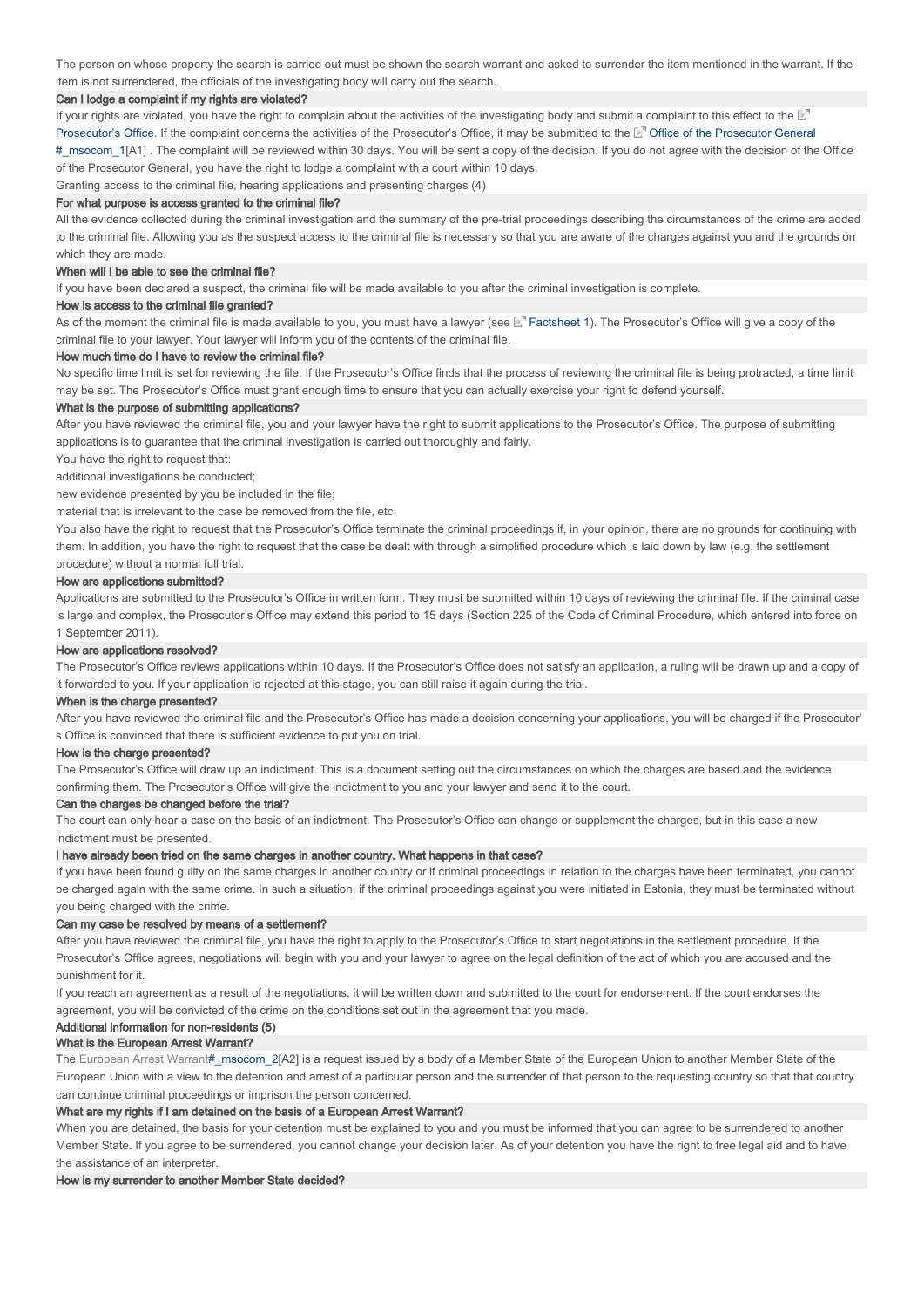The person on whose property the search is carried out must be shown the search warrant and asked to surrender the item mentioned in the warrant. If the item is not surrendered, the officials of the investigating body will carry out the search.

### Can I lodge a complaint if my rights are violated?

If your rights are violated, you have the right to complain about the activities of the investigating body and submit a complaint to this effect to the Prosecutor's Office. If the complaint concerns the activities of the Prosecutor's Office, it may be submitted to the Office of the Prosecutor General #_msocom_1[A1] . The complaint will be reviewed within 30 days. You will be sent a copy of the decision. If you do not agree with the decision of the Office of the Prosecutor General, you have the right to lodge a complaint with a court within 10 days.

Granting access to the criminal file, hearing applications and presenting charges (4)

### For what purpose is access granted to the criminal file?

All the evidence collected during the criminal investigation and the summary of the pre-trial proceedings describing the circumstances of the crime are added to the criminal file. Allowing you as the suspect access to the criminal file is necessary so that you are aware of the charges against you and the grounds on which they are made.

### When will I be able to see the criminal file?

If you have been declared a suspect, the criminal file will be made available to you after the criminal investigation is complete.

### How is access to the criminal file granted?

As of the moment the criminal file is made available to you, you must have a lawyer (see Factsheet 1). The Prosecutor's Office will give a copy of the criminal file to your lawyer. Your lawyer will inform you of the contents of the criminal file.

### How much time do I have to review the criminal file?

No specific time limit is set for reviewing the file. If the Prosecutor's Office finds that the process of reviewing the criminal file is being protracted, a time limit may be set. The Prosecutor's Office must grant enough time to ensure that you can actually exercise your right to defend yourself.

### What is the purpose of submitting applications?

After you have reviewed the criminal file, you and your lawyer have the right to submit applications to the Prosecutor's Office. The purpose of submitting applications is to guarantee that the criminal investigation is carried out thoroughly and fairly.

You have the right to request that:

additional investigations be conducted;

new evidence presented by you be included in the file;

material that is irrelevant to the case be removed from the file, etc.

You also have the right to request that the Prosecutor's Office terminate the criminal proceedings if, in your opinion, there are no grounds for continuing with them. In addition, you have the right to request that the case be dealt with through a simplified procedure which is laid down by law (e.g. the settlement procedure) without a normal full trial.

### How are applications submitted?

Applications are submitted to the Prosecutor's Office in written form. They must be submitted within 10 days of reviewing the criminal file. If the criminal case is large and complex, the Prosecutor's Office may extend this period to 15 days (Section 225 of the Code of Criminal Procedure, which entered into force on 1 September 2011).

### How are applications resolved?

The Prosecutor's Office reviews applications within 10 days. If the Prosecutor's Office does not satisfy an application, a ruling will be drawn up and a copy of it forwarded to you. If your application is rejected at this stage, you can still raise it again during the trial.

### When is the charge presented?

After you have reviewed the criminal file and the Prosecutor's Office has made a decision concerning your applications, you will be charged if the Prosecutor's Office is convinced that there is sufficient evidence to put you on trial.

### How is the charge presented?

The Prosecutor's Office will draw up an indictment. This is a document setting out the circumstances on which the charges are based and the evidence confirming them. The Prosecutor's Office will give the indictment to you and your lawyer and send it to the court.

### Can the charges be changed before the trial?

The court can only hear a case on the basis of an indictment. The Prosecutor's Office can change or supplement the charges, but in this case a new indictment must be presented.

### I have already been tried on the same charges in another country. What happens in that case?

If you have been found guilty on the same charges in another country or if criminal proceedings in relation to the charges have been terminated, you cannot be charged again with the same crime. In such a situation, if the criminal proceedings against you were initiated in Estonia, they must be terminated without you being charged with the crime.

### Can my case be resolved by means of a settlement?

After you have reviewed the criminal file, you have the right to apply to the Prosecutor's Office to start negotiations in the settlement procedure. If the Prosecutor's Office agrees, negotiations will begin with you and your lawyer to agree on the legal definition of the act of which you are accused and the punishment for it.

If you reach an agreement as a result of the negotiations, it will be written down and submitted to the court for endorsement. If the court endorses the agreement, you will be convicted of the crime on the conditions set out in the agreement that you made.

### Additional information for non-residents (5)

### What is the European Arrest Warrant?

The European Arrest Warrant#_msocom_2[A2] is a request issued by a body of a Member State of the European Union to another Member State of the European Union with a view to the detention and arrest of a particular person and the surrender of that person to the requesting country so that that country can continue criminal proceedings or imprison the person concerned.

### What are my rights if I am detained on the basis of a European Arrest Warrant?

When you are detained, the basis for your detention must be explained to you and you must be informed that you can agree to be surrendered to another Member State. If you agree to be surrendered, you cannot change your decision later. As of your detention you have the right to free legal aid and to have the assistance of an interpreter.

### How is my surrender to another Member State decided?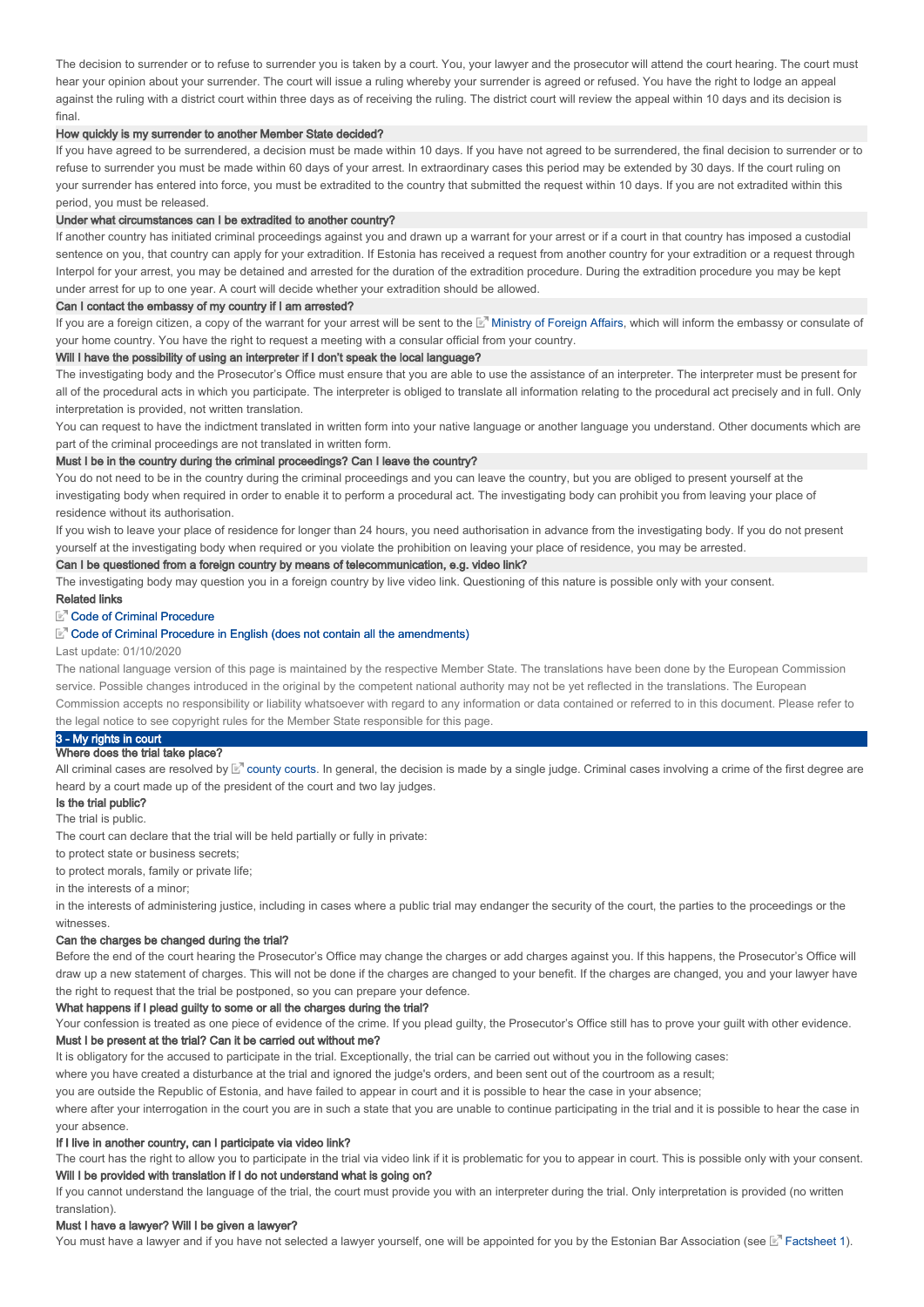The decision to surrender or to refuse to surrender you is taken by a court. You, your lawyer and the prosecutor will attend the court hearing. The court must hear your opinion about your surrender. The court will issue a ruling whereby your surrender is agreed or refused. You have the right to lodge an appeal against the ruling with a district court within three days as of receiving the ruling. The district court will review the appeal within 10 days and its decision is final.

#### How quickly is my surrender to another Member State decided?

If you have agreed to be surrendered, a decision must be made within 10 days. If you have not agreed to be surrendered, the final decision to surrender or to refuse to surrender you must be made within 60 days of your arrest. In extraordinary cases this period may be extended by 30 days. If the court ruling on your surrender has entered into force, you must be extradited to the country that submitted the request within 10 days. If you are not extradited within this period, you must be released.

#### Under what circumstances can I be extradited to another country?

If another country has initiated criminal proceedings against you and drawn up a warrant for your arrest or if a court in that country has imposed a custodial sentence on you, that country can apply for your extradition. If Estonia has received a request from another country for your extradition or a request through Interpol for your arrest, you may be detained and arrested for the duration of the extradition procedure. During the extradition procedure you may be kept under arrest for up to one year. A court will decide whether your extradition should be allowed.

#### Can I contact the embassy of my country if I am arrested?

If you are a foreign citizen, a copy of the warrant for your arrest will be sent to the Ministry of Foreign Affairs, which will inform the embassy or consulate of your home country. You have the right to request a meeting with a consular official from your country.

#### Will I have the possibility of using an interpreter if I don't speak the local language?

The investigating body and the Prosecutor's Office must ensure that you are able to use the assistance of an interpreter. The interpreter must be present for all of the procedural acts in which you participate. The interpreter is obliged to translate all information relating to the procedural act precisely and in full. Only interpretation is provided, not written translation.

You can request to have the indictment translated in written form into your native language or another language you understand. Other documents which are part of the criminal proceedings are not translated in written form.

#### Must I be in the country during the criminal proceedings? Can I leave the country?

You do not need to be in the country during the criminal proceedings and you can leave the country, but you are obliged to present yourself at the investigating body when required in order to enable it to perform a procedural act. The investigating body can prohibit you from leaving your place of residence without its authorisation.

If you wish to leave your place of residence for longer than 24 hours, you need authorisation in advance from the investigating body. If you do not present yourself at the investigating body when required or you violate the prohibition on leaving your place of residence, you may be arrested.

#### Can I be questioned from a foreign country by means of telecommunication, e.g. video link?

The investigating body may question you in a foreign country by live video link. Questioning of this nature is possible only with your consent.

#### Related links

Code of Criminal Procedure

Code of Criminal Procedure in English (does not contain all the amendments)

Last update: 01/10/2020

The national language version of this page is maintained by the respective Member State. The translations have been done by the European Commission service. Possible changes introduced in the original by the competent national authority may not be yet reflected in the translations. The European Commission accepts no responsibility or liability whatsoever with regard to any information or data contained or referred to in this document. Please refer to the legal notice to see copyright rules for the Member State responsible for this page.

## 3 - My rights in court

#### Where does the trial take place?

All criminal cases are resolved by county courts. In general, the decision is made by a single judge. Criminal cases involving a crime of the first degree are heard by a court made up of the president of the court and two lay judges.

#### Is the trial public?

The trial is public.

The court can declare that the trial will be held partially or fully in private:

to protect state or business secrets;

to protect morals, family or private life;

in the interests of a minor;

in the interests of administering justice, including in cases where a public trial may endanger the security of the court, the parties to the proceedings or the witnesses.

#### Can the charges be changed during the trial?

Before the end of the court hearing the Prosecutor's Office may change the charges or add charges against you. If this happens, the Prosecutor's Office will draw up a new statement of charges. This will not be done if the charges are changed to your benefit. If the charges are changed, you and your lawyer have the right to request that the trial be postponed, so you can prepare your defence.

#### What happens if I plead guilty to some or all the charges during the trial?

Your confession is treated as one piece of evidence of the crime. If you plead guilty, the Prosecutor's Office still has to prove your guilt with other evidence.

#### Must I be present at the trial? Can it be carried out without me?

It is obligatory for the accused to participate in the trial. Exceptionally, the trial can be carried out without you in the following cases:

where you have created a disturbance at the trial and ignored the judge's orders, and been sent out of the courtroom as a result;

you are outside the Republic of Estonia, and have failed to appear in court and it is possible to hear the case in your absence;

where after your interrogation in the court you are in such a state that you are unable to continue participating in the trial and it is possible to hear the case in your absence.

#### If I live in another country, can I participate via video link?

The court has the right to allow you to participate in the trial via video link if it is problematic for you to appear in court. This is possible only with your consent.

#### Will I be provided with translation if I do not understand what is going on?

If you cannot understand the language of the trial, the court must provide you with an interpreter during the trial. Only interpretation is provided (no written translation).

#### Must I have a lawyer? Will I be given a lawyer?

You must have a lawyer and if you have not selected a lawyer yourself, one will be appointed for you by the Estonian Bar Association (see Factsheet 1).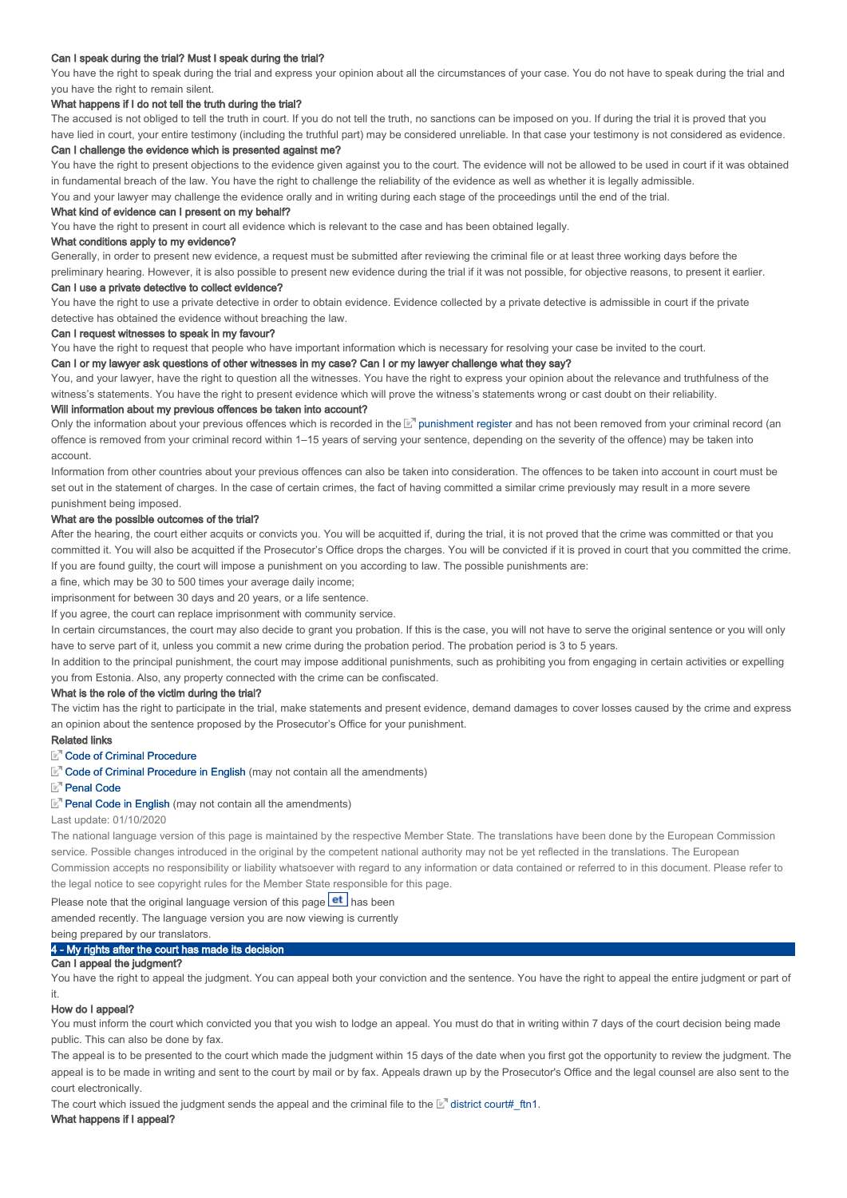#### Can I speak during the trial? Must I speak during the trial?

You have the right to speak during the trial and express your opinion about all the circumstances of your case. You do not have to speak during the trial and you have the right to remain silent.

#### What happens if I do not tell the truth during the trial?

The accused is not obliged to tell the truth in court. If you do not tell the truth, no sanctions can be imposed on you. If during the trial it is proved that you have lied in court, your entire testimony (including the truthful part) may be considered unreliable. In that case your testimony is not considered as evidence.

#### Can I challenge the evidence which is presented against me?

You have the right to present objections to the evidence given against you to the court. The evidence will not be allowed to be used in court if it was obtained in fundamental breach of the law. You have the right to challenge the reliability of the evidence as well as whether it is legally admissible.

You and your lawyer may challenge the evidence orally and in writing during each stage of the proceedings until the end of the trial.

#### What kind of evidence can I present on my behalf?

You have the right to present in court all evidence which is relevant to the case and has been obtained legally.

#### What conditions apply to my evidence?

Generally, in order to present new evidence, a request must be submitted after reviewing the criminal file or at least three working days before the preliminary hearing. However, it is also possible to present new evidence during the trial if it was not possible, for objective reasons, to present it earlier.

#### Can I use a private detective to collect evidence?

You have the right to use a private detective in order to obtain evidence. Evidence collected by a private detective is admissible in court if the private detective has obtained the evidence without breaching the law.

#### Can I request witnesses to speak in my favour?

You have the right to request that people who have important information which is necessary for resolving your case be invited to the court.

#### Can I or my lawyer ask questions of other witnesses in my case? Can I or my lawyer challenge what they say?

You, and your lawyer, have the right to question all the witnesses. You have the right to express your opinion about the relevance and truthfulness of the witness's statements. You have the right to present evidence which will prove the witness's statements wrong or cast doubt on their reliability.

#### Will information about my previous offences be taken into account?

Only the information about your previous offences which is recorded in the punishment register and has not been removed from your criminal record (an offence is removed from your criminal record within 1–15 years of serving your sentence, depending on the severity of the offence) may be taken into account.

Information from other countries about your previous offences can also be taken into consideration. The offences to be taken into account in court must be set out in the statement of charges. In the case of certain crimes, the fact of having committed a similar crime previously may result in a more severe punishment being imposed.

#### What are the possible outcomes of the trial?

After the hearing, the court either acquits or convicts you. You will be acquitted if, during the trial, it is not proved that the crime was committed or that you committed it. You will also be acquitted if the Prosecutor's Office drops the charges. You will be convicted if it is proved in court that you committed the crime. If you are found guilty, the court will impose a punishment on you according to law. The possible punishments are:

a fine, which may be 30 to 500 times your average daily income;

imprisonment for between 30 days and 20 years, or a life sentence.

If you agree, the court can replace imprisonment with community service.

In certain circumstances, the court may also decide to grant you probation. If this is the case, you will not have to serve the original sentence or you will only have to serve part of it, unless you commit a new crime during the probation period. The probation period is 3 to 5 years.

In addition to the principal punishment, the court may impose additional punishments, such as prohibiting you from engaging in certain activities or expelling you from Estonia. Also, any property connected with the crime can be confiscated.

#### What is the role of the victim during the trial?

The victim has the right to participate in the trial, make statements and present evidence, demand damages to cover losses caused by the crime and express an opinion about the sentence proposed by the Prosecutor's Office for your punishment.

#### Related links

Code of Criminal Procedure

Code of Criminal Procedure in English (may not contain all the amendments)

Penal Code

Penal Code in English (may not contain all the amendments)

Last update: 01/10/2020

The national language version of this page is maintained by the respective Member State. The translations have been done by the European Commission service. Possible changes introduced in the original by the competent national authority may not be yet reflected in the translations. The European Commission accepts no responsibility or liability whatsoever with regard to any information or data contained or referred to in this document. Please refer to the legal notice to see copyright rules for the Member State responsible for this page.

Please note that the original language version of this page et has been amended recently. The language version you are now viewing is currently being prepared by our translators.

## 4 - My rights after the court has made its decision

#### Can I appeal the judgment?

You have the right to appeal the judgment. You can appeal both your conviction and the sentence. You have the right to appeal the entire judgment or part of it.

#### How do I appeal?

You must inform the court which convicted you that you wish to lodge an appeal. You must do that in writing within 7 days of the court decision being made public. This can also be done by fax.

The appeal is to be presented to the court which made the judgment within 15 days of the date when you first got the opportunity to review the judgment. The appeal is to be made in writing and sent to the court by mail or by fax. Appeals drawn up by the Prosecutor's Office and the legal counsel are also sent to the court electronically.

The court which issued the judgment sends the appeal and the criminal file to the district court#_ftn1.

#### What happens if I appeal?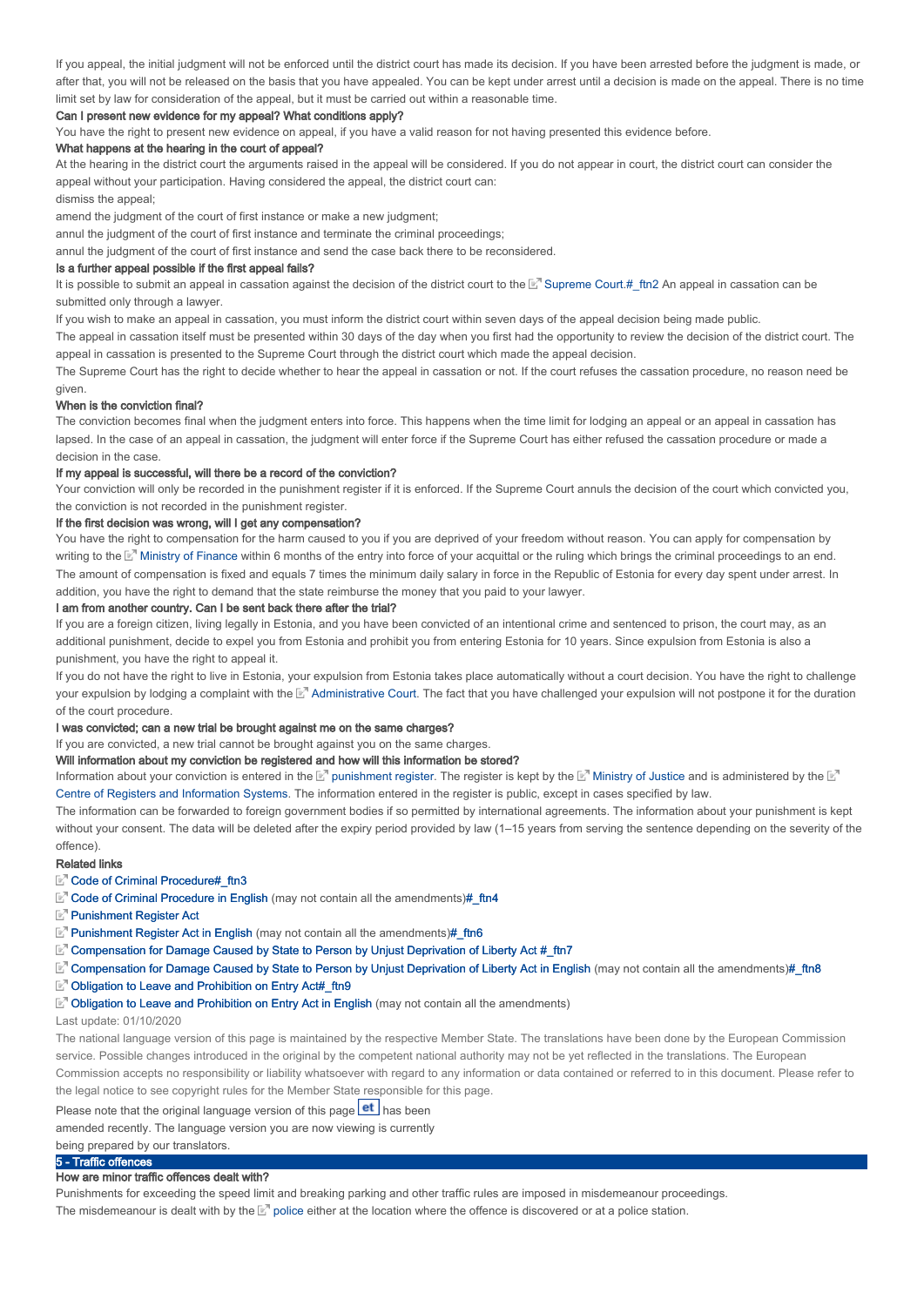If you appeal, the initial judgment will not be enforced until the district court has made its decision. If you have been arrested before the judgment is made, or after that, you will not be released on the basis that you have appealed. You can be kept under arrest until a decision is made on the appeal. There is no time limit set by law for consideration of the appeal, but it must be carried out within a reasonable time.

### Can I present new evidence for my appeal? What conditions apply?

You have the right to present new evidence on appeal, if you have a valid reason for not having presented this evidence before.

### What happens at the hearing in the court of appeal?

At the hearing in the district court the arguments raised in the appeal will be considered. If you do not appear in court, the district court can consider the appeal without your participation. Having considered the appeal, the district court can:

dismiss the appeal;

amend the judgment of the court of first instance or make a new judgment;

annul the judgment of the court of first instance and terminate the criminal proceedings;

annul the judgment of the court of first instance and send the case back there to be reconsidered.

### Is a further appeal possible if the first appeal fails?

It is possible to submit an appeal in cassation against the decision of the district court to the Supreme Court.#_ftn2 An appeal in cassation can be submitted only through a lawyer.

If you wish to make an appeal in cassation, you must inform the district court within seven days of the appeal decision being made public.

The appeal in cassation itself must be presented within 30 days of the day when you first had the opportunity to review the decision of the district court. The appeal in cassation is presented to the Supreme Court through the district court which made the appeal decision.

The Supreme Court has the right to decide whether to hear the appeal in cassation or not. If the court refuses the cassation procedure, no reason need be given.

### When is the conviction final?

The conviction becomes final when the judgment enters into force. This happens when the time limit for lodging an appeal or an appeal in cassation has lapsed. In the case of an appeal in cassation, the judgment will enter force if the Supreme Court has either refused the cassation procedure or made a decision in the case.

### If my appeal is successful, will there be a record of the conviction?

Your conviction will only be recorded in the punishment register if it is enforced. If the Supreme Court annuls the decision of the court which convicted you, the conviction is not recorded in the punishment register.

### If the first decision was wrong, will I get any compensation?

You have the right to compensation for the harm caused to you if you are deprived of your freedom without reason. You can apply for compensation by writing to the Ministry of Finance within 6 months of the entry into force of your acquittal or the ruling which brings the criminal proceedings to an end. The amount of compensation is fixed and equals 7 times the minimum daily salary in force in the Republic of Estonia for every day spent under arrest. In addition, you have the right to demand that the state reimburse the money that you paid to your lawyer.

### I am from another country. Can I be sent back there after the trial?

If you are a foreign citizen, living legally in Estonia, and you have been convicted of an intentional crime and sentenced to prison, the court may, as an additional punishment, decide to expel you from Estonia and prohibit you from entering Estonia for 10 years. Since expulsion from Estonia is also a punishment, you have the right to appeal it.

If you do not have the right to live in Estonia, your expulsion from Estonia takes place automatically without a court decision. You have the right to challenge your expulsion by lodging a complaint with the Administrative Court. The fact that you have challenged your expulsion will not postpone it for the duration of the court procedure.

### I was convicted; can a new trial be brought against me on the same charges?

If you are convicted, a new trial cannot be brought against you on the same charges.

### Will information about my conviction be registered and how will this information be stored?

Information about your conviction is entered in the punishment register. The register is kept by the Ministry of Justice and is administered by the Centre of Registers and Information Systems. The information entered in the register is public, except in cases specified by law.

The information can be forwarded to foreign government bodies if so permitted by international agreements. The information about your punishment is kept without your consent. The data will be deleted after the expiry period provided by law (1–15 years from serving the sentence depending on the severity of the offence).

### Related links

- Code of Criminal Procedure#_ftn3
- Code of Criminal Procedure in English (may not contain all the amendments)#_ftn4
- Punishment Register Act
- Punishment Register Act in English (may not contain all the amendments)#_ftn6
- Compensation for Damage Caused by State to Person by Unjust Deprivation of Liberty Act #_ftn7
- Compensation for Damage Caused by State to Person by Unjust Deprivation of Liberty Act in English (may not contain all the amendments)#_ftn8
- Obligation to Leave and Prohibition on Entry Act#_ftn9
- Obligation to Leave and Prohibition on Entry Act in English (may not contain all the amendments)

Last update: 01/10/2020

The national language version of this page is maintained by the respective Member State. The translations have been done by the European Commission service. Possible changes introduced in the original by the competent national authority may not be yet reflected in the translations. The European Commission accepts no responsibility or liability whatsoever with regard to any information or data contained or referred to in this document. Please refer to the legal notice to see copyright rules for the Member State responsible for this page.

Please note that the original language version of this page et has been amended recently. The language version you are now viewing is currently being prepared by our translators.

## 5 - Traffic offences

### How are minor traffic offences dealt with?

Punishments for exceeding the speed limit and breaking parking and other traffic rules are imposed in misdemeanour proceedings.

The misdemeanour is dealt with by the police either at the location where the offence is discovered or at a police station.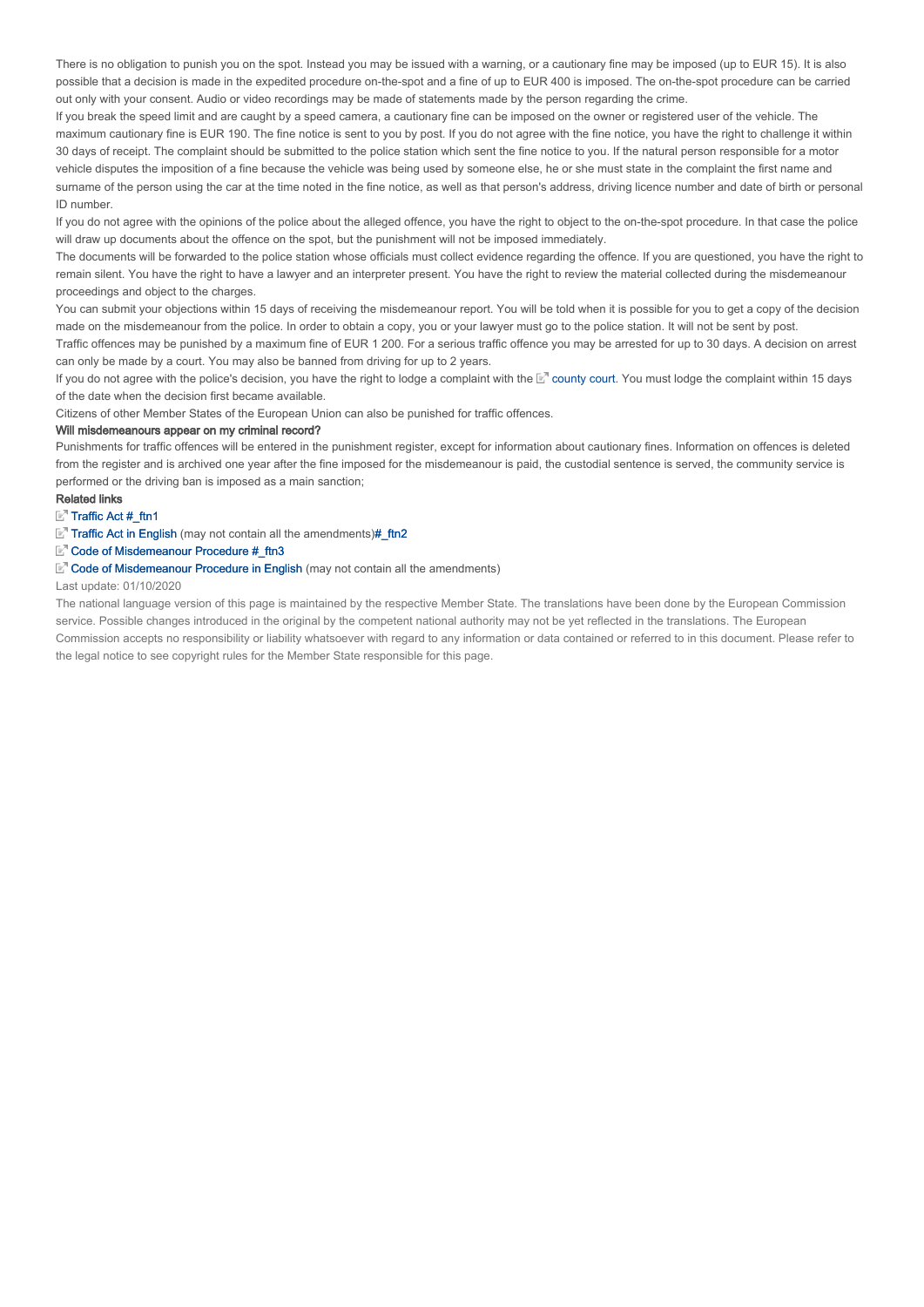There is no obligation to punish you on the spot. Instead you may be issued with a warning, or a cautionary fine may be imposed (up to EUR 15). It is also possible that a decision is made in the expedited procedure on-the-spot and a fine of up to EUR 400 is imposed. The on-the-spot procedure can be carried out only with your consent. Audio or video recordings may be made of statements made by the person regarding the crime.

If you break the speed limit and are caught by a speed camera, a cautionary fine can be imposed on the owner or registered user of the vehicle. The maximum cautionary fine is EUR 190. The fine notice is sent to you by post. If you do not agree with the fine notice, you have the right to challenge it within 30 days of receipt. The complaint should be submitted to the police station which sent the fine notice to you. If the natural person responsible for a motor vehicle disputes the imposition of a fine because the vehicle was being used by someone else, he or she must state in the complaint the first name and surname of the person using the car at the time noted in the fine notice, as well as that person's address, driving licence number and date of birth or personal ID number.

If you do not agree with the opinions of the police about the alleged offence, you have the right to object to the on-the-spot procedure. In that case the police will draw up documents about the offence on the spot, but the punishment will not be imposed immediately.

The documents will be forwarded to the police station whose officials must collect evidence regarding the offence. If you are questioned, you have the right to remain silent. You have the right to have a lawyer and an interpreter present. You have the right to review the material collected during the misdemeanour proceedings and object to the charges.

You can submit your objections within 15 days of receiving the misdemeanour report. You will be told when it is possible for you to get a copy of the decision made on the misdemeanour from the police. In order to obtain a copy, you or your lawyer must go to the police station. It will not be sent by post.

Traffic offences may be punished by a maximum fine of EUR 1 200. For a serious traffic offence you may be arrested for up to 30 days. A decision on arrest can only be made by a court. You may also be banned from driving for up to 2 years.

If you do not agree with the police's decision, you have the right to lodge a complaint with the county court. You must lodge the complaint within 15 days of the date when the decision first became available.

Citizens of other Member States of the European Union can also be punished for traffic offences.

**Will misdemeanours appear on my criminal record?**

Punishments for traffic offences will be entered in the punishment register, except for information about cautionary fines. Information on offences is deleted from the register and is archived one year after the fine imposed for the misdemeanour is paid, the custodial sentence is served, the community service is performed or the driving ban is imposed as a main sanction;

**Related links**

Traffic Act #_ftn1

Traffic Act in English (may not contain all the amendments)#_ftn2

Code of Misdemeanour Procedure #_ftn3

Code of Misdemeanour Procedure in English (may not contain all the amendments)

Last update: 01/10/2020

The national language version of this page is maintained by the respective Member State. The translations have been done by the European Commission service. Possible changes introduced in the original by the competent national authority may not be yet reflected in the translations. The European Commission accepts no responsibility or liability whatsoever with regard to any information or data contained or referred to in this document. Please refer to the legal notice to see copyright rules for the Member State responsible for this page.